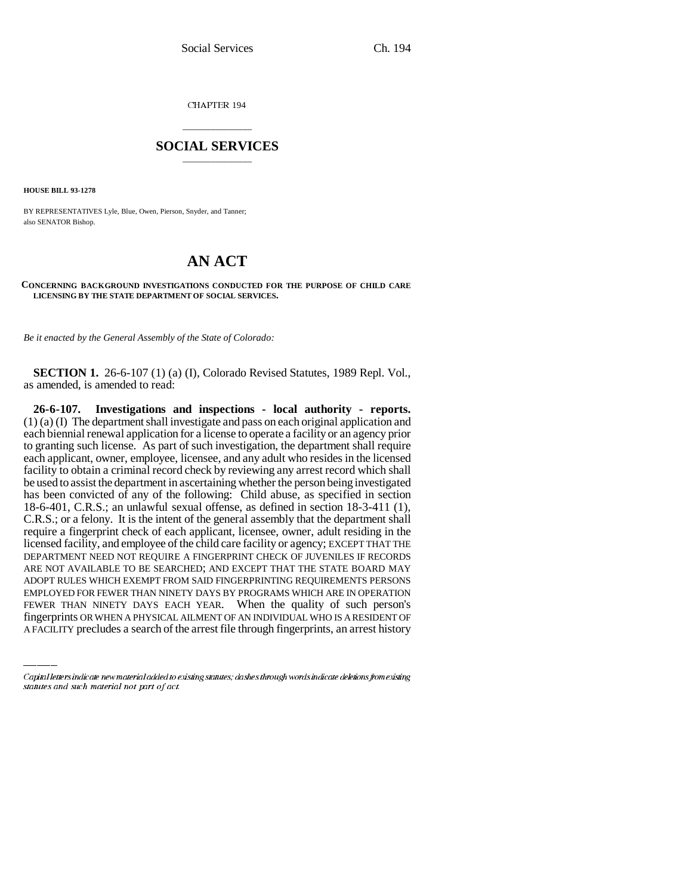CHAPTER 194

# SOCIAL SERVICES

**HOUSE BILL 93-1278**

BY REPRESENTATIVES Lyle, Blue, Owen, Pierson, Snyder, and Tanner;
also SENATOR Bishop.

# AN ACT

**CONCERNING BACKGROUND INVESTIGATIONS CONDUCTED FOR THE PURPOSE OF CHILD CARE LICENSING BY THE STATE DEPARTMENT OF SOCIAL SERVICES.**

*Be it enacted by the General Assembly of the State of Colorado:*

**SECTION 1.** 26-6-107 (1) (a) (I), Colorado Revised Statutes, 1989 Repl. Vol., as amended, is amended to read:

**26-6-107. Investigations and inspections - local authority - reports.** (1) (a) (I) The department shall investigate and pass on each original application and each biennial renewal application for a license to operate a facility or an agency prior to granting such license. As part of such investigation, the department shall require each applicant, owner, employee, licensee, and any adult who resides in the licensed facility to obtain a criminal record check by reviewing any arrest record which shall be used to assist the department in ascertaining whether the person being investigated has been convicted of any of the following: Child abuse, as specified in section 18-6-401, C.R.S.; an unlawful sexual offense, as defined in section 18-3-411 (1), C.R.S.; or a felony. It is the intent of the general assembly that the department shall require a fingerprint check of each applicant, licensee, owner, adult residing in the licensed facility, and employee of the child care facility or agency; EXCEPT THAT THE DEPARTMENT NEED NOT REQUIRE A FINGERPRINT CHECK OF JUVENILES IF RECORDS ARE NOT AVAILABLE TO BE SEARCHED; AND EXCEPT THAT THE STATE BOARD MAY ADOPT RULES WHICH EXEMPT FROM SAID FINGERPRINTING REQUIREMENTS PERSONS EMPLOYED FOR FEWER THAN NINETY DAYS BY PROGRAMS WHICH ARE IN OPERATION FEWER THAN NINETY DAYS EACH YEAR. When the quality of such person's fingerprints OR WHEN A PHYSICAL AILMENT OF AN INDIVIDUAL WHO IS A RESIDENT OF A FACILITY precludes a search of the arrest file through fingerprints, an arrest history

Capital letters indicate new material added to existing statutes; dashes through words indicate deletions from existing statutes and such material not part of act.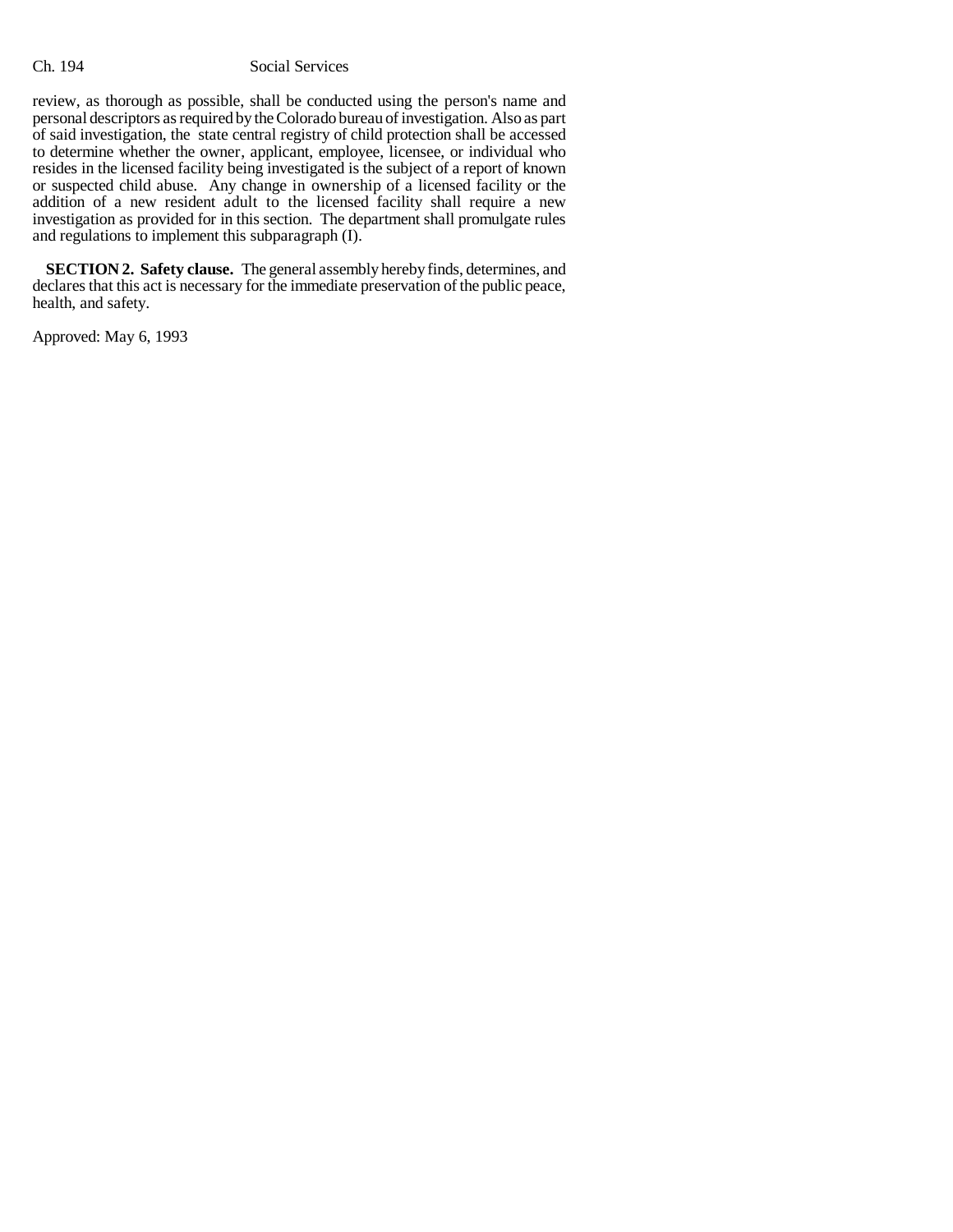review, as thorough as possible, shall be conducted using the person's name and personal descriptors as required by the Colorado bureau of investigation. Also as part of said investigation, the state central registry of child protection shall be accessed to determine whether the owner, applicant, employee, licensee, or individual who resides in the licensed facility being investigated is the subject of a report of known or suspected child abuse. Any change in ownership of a licensed facility or the addition of a new resident adult to the licensed facility shall require a new investigation as provided for in this section. The department shall promulgate rules and regulations to implement this subparagraph (I).

**SECTION 2. Safety clause.** The general assembly hereby finds, determines, and declares that this act is necessary for the immediate preservation of the public peace, health, and safety.

Approved: May 6, 1993